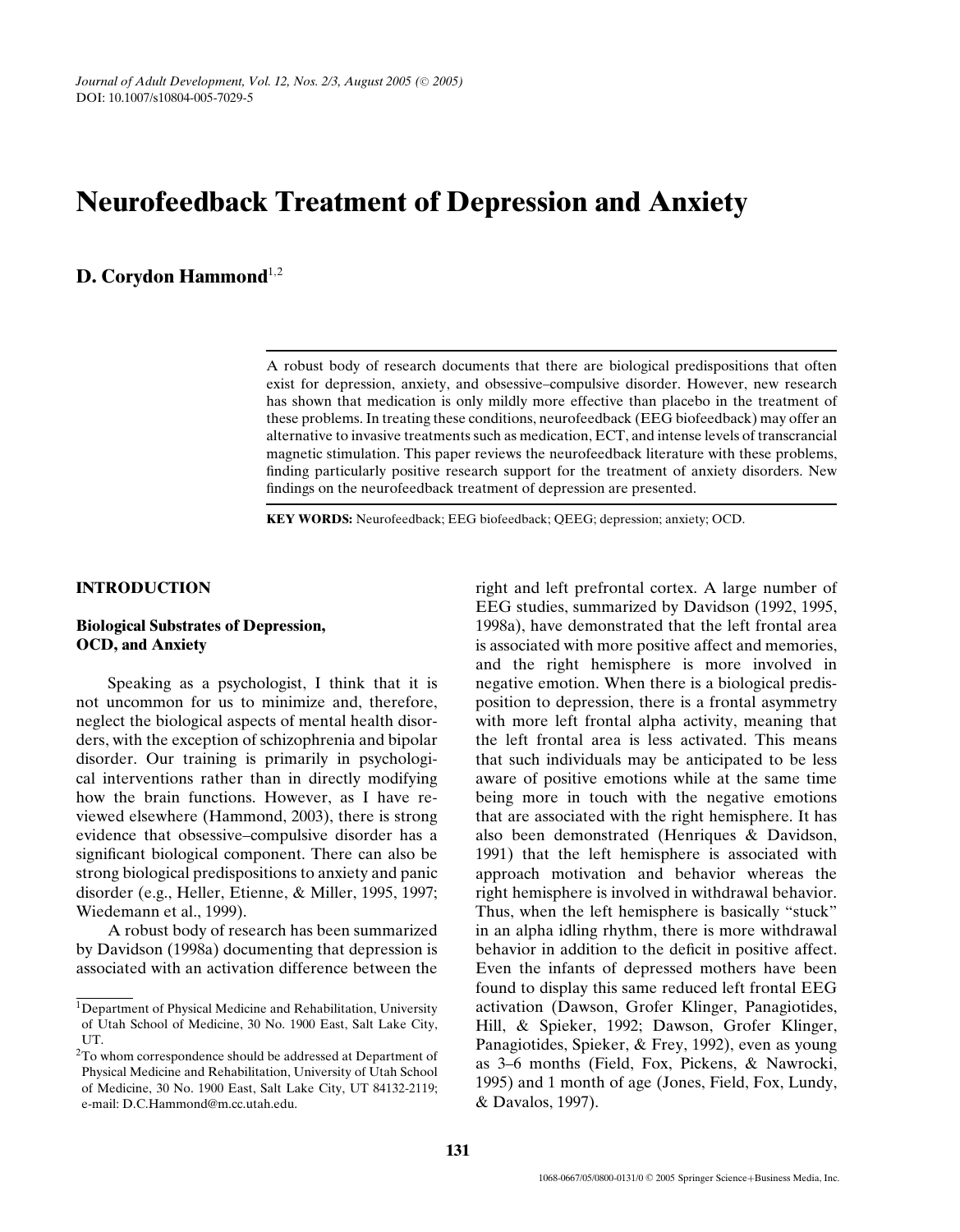# Neurofeedback Treatment of Depression and Anxiety

**D. Corydon Hammond**[1,2]

A robust body of research documents that there are biological predispositions that often exist for depression, anxiety, and obsessive–compulsive disorder. However, new research has shown that medication is only mildly more effective than placebo in the treatment of these problems. In treating these conditions, neurofeedback (EEG biofeedback) may offer an alternative to invasive treatments such as medication, ECT, and intense levels of transcranial magnetic stimulation. This paper reviews the neurofeedback literature with these problems, finding particularly positive research support for the treatment of anxiety disorders. New findings on the neurofeedback treatment of depression are presented.

**KEY WORDS:** Neurofeedback; EEG biofeedback; QEEG; depression; anxiety; OCD.

## INTRODUCTION

### Biological Substrates of Depression, OCD, and Anxiety

Speaking as a psychologist, I think that it is not uncommon for us to minimize and, therefore, neglect the biological aspects of mental health disorders, with the exception of schizophrenia and bipolar disorder. Our training is primarily in psychological interventions rather than in directly modifying how the brain functions. However, as I have reviewed elsewhere (Hammond, 2003), there is strong evidence that obsessive–compulsive disorder has a significant biological component. There can also be strong biological predispositions to anxiety and panic disorder (e.g., Heller, Etienne, & Miller, 1995, 1997; Wiedemann et al., 1999).

A robust body of research has been summarized by Davidson (1998a) documenting that depression is associated with an activation difference between the right and left prefrontal cortex. A large number of EEG studies, summarized by Davidson (1992, 1995, 1998a), have demonstrated that the left frontal area is associated with more positive affect and memories, and the right hemisphere is more involved in negative emotion. When there is a biological predisposition to depression, there is a frontal asymmetry with more left frontal alpha activity, meaning that the left frontal area is less activated. This means that such individuals may be anticipated to be less aware of positive emotions while at the same time being more in touch with the negative emotions that are associated with the right hemisphere. It has also been demonstrated (Henriques & Davidson, 1991) that the left hemisphere is associated with approach motivation and behavior whereas the right hemisphere is involved in withdrawal behavior. Thus, when the left hemisphere is basically "stuck" in an alpha idling rhythm, there is more withdrawal behavior in addition to the deficit in positive affect. Even the infants of depressed mothers have been found to display this same reduced left frontal EEG activation (Dawson, Grofer Klinger, Panagiotides, Hill, & Spieker, 1992; Dawson, Grofer Klinger, Panagiotides, Spieker, & Frey, 1992), even as young as 3–6 months (Field, Fox, Pickens, & Nawrocki, 1995) and 1 month of age (Jones, Field, Fox, Lundy, & Davalos, 1997).

[1] Department of Physical Medicine and Rehabilitation, University of Utah School of Medicine, 30 No. 1900 East, Salt Lake City, UT.

[2] To whom correspondence should be addressed at Department of Physical Medicine and Rehabilitation, University of Utah School of Medicine, 30 No. 1900 East, Salt Lake City, UT 84132-2119; e-mail: D.C.Hammond@m.cc.utah.edu.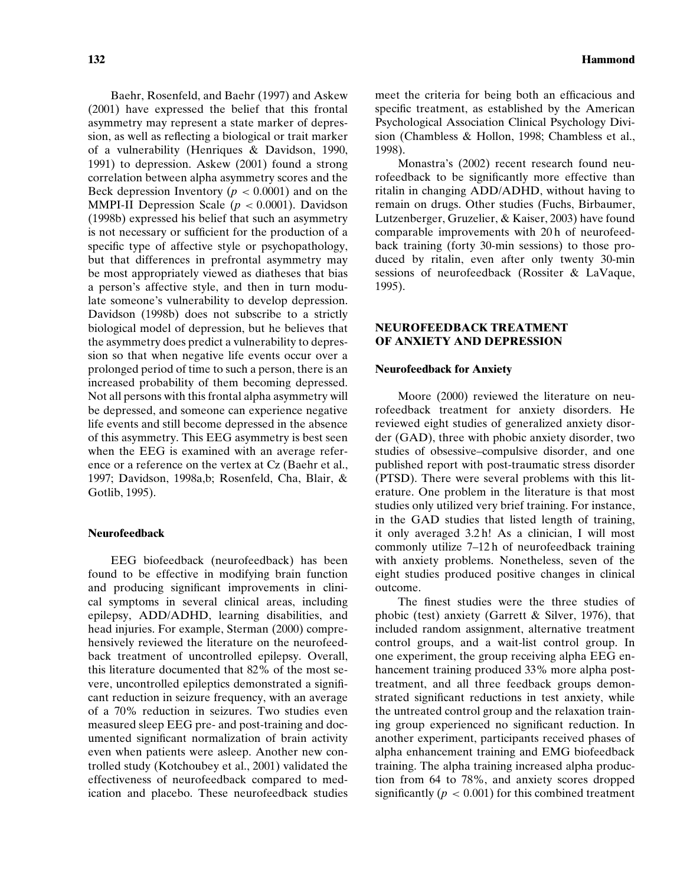Baehr, Rosenfeld, and Baehr (1997) and Askew (2001) have expressed the belief that this frontal asymmetry may represent a state marker of depression, as well as reflecting a biological or trait marker of a vulnerability (Henriques & Davidson, 1990, 1991) to depression. Askew (2001) found a strong correlation between alpha asymmetry scores and the Beck depression Inventory ($p < 0.0001$) and on the MMPI-II Depression Scale ($p < 0.0001$). Davidson (1998b) expressed his belief that such an asymmetry is not necessary or sufficient for the production of a specific type of affective style or psychopathology, but that differences in prefrontal asymmetry may be most appropriately viewed as diatheses that bias a person's affective style, and then in turn modulate someone's vulnerability to develop depression. Davidson (1998b) does not subscribe to a strictly biological model of depression, but he believes that the asymmetry does predict a vulnerability to depression so that when negative life events occur over a prolonged period of time to such a person, there is an increased probability of them becoming depressed. Not all persons with this frontal alpha asymmetry will be depressed, and someone can experience negative life events and still become depressed in the absence of this asymmetry. This EEG asymmetry is best seen when the EEG is examined with an average reference or a reference on the vertex at Cz (Baehr et al., 1997; Davidson, 1998a,b; Rosenfeld, Cha, Blair, & Gotlib, 1995).

### Neurofeedback

EEG biofeedback (neurofeedback) has been found to be effective in modifying brain function and producing significant improvements in clinical symptoms in several clinical areas, including epilepsy, ADD/ADHD, learning disabilities, and head injuries. For example, Sterman (2000) comprehensively reviewed the literature on the neurofeedback treatment of uncontrolled epilepsy. Overall, this literature documented that 82% of the most severe, uncontrolled epileptics demonstrated a significant reduction in seizure frequency, with an average of a 70% reduction in seizures. Two studies even measured sleep EEG pre- and post-training and documented significant normalization of brain activity even when patients were asleep. Another new controlled study (Kotchoubey et al., 2001) validated the effectiveness of neurofeedback compared to medication and placebo. These neurofeedback studies meet the criteria for being both an efficacious and specific treatment, as established by the American Psychological Association Clinical Psychology Division (Chambless & Hollon, 1998; Chambless et al., 1998).

Monastra's (2002) recent research found neurofeedback to be significantly more effective than ritalin in changing ADD/ADHD, without having to remain on drugs. Other studies (Fuchs, Birbaumer, Lutzenberger, Gruzelier, & Kaiser, 2003) have found comparable improvements with 20 h of neurofeedback training (forty 30-min sessions) to those produced by ritalin, even after only twenty 30-min sessions of neurofeedback (Rossiter & LaVaque, 1995).

## NEUROFEEDBACK TREATMENT OF ANXIETY AND DEPRESSION

### Neurofeedback for Anxiety

Moore (2000) reviewed the literature on neurofeedback treatment for anxiety disorders. He reviewed eight studies of generalized anxiety disorder (GAD), three with phobic anxiety disorder, two studies of obsessive–compulsive disorder, and one published report with post-traumatic stress disorder (PTSD). There were several problems with this literature. One problem in the literature is that most studies only utilized very brief training. For instance, in the GAD studies that listed length of training, it only averaged 3.2 h! As a clinician, I will most commonly utilize 7–12 h of neurofeedback training with anxiety problems. Nonetheless, seven of the eight studies produced positive changes in clinical outcome.

The finest studies were the three studies of phobic (test) anxiety (Garrett & Silver, 1976), that included random assignment, alternative treatment control groups, and a wait-list control group. In one experiment, the group receiving alpha EEG enhancement training produced 33% more alpha post-treatment, and all three feedback groups demonstrated significant reductions in test anxiety, while the untreated control group and the relaxation training group experienced no significant reduction. In another experiment, participants received phases of alpha enhancement training and EMG biofeedback training. The alpha training increased alpha production from 64 to 78%, and anxiety scores dropped significantly ($p < 0.001$) for this combined treatment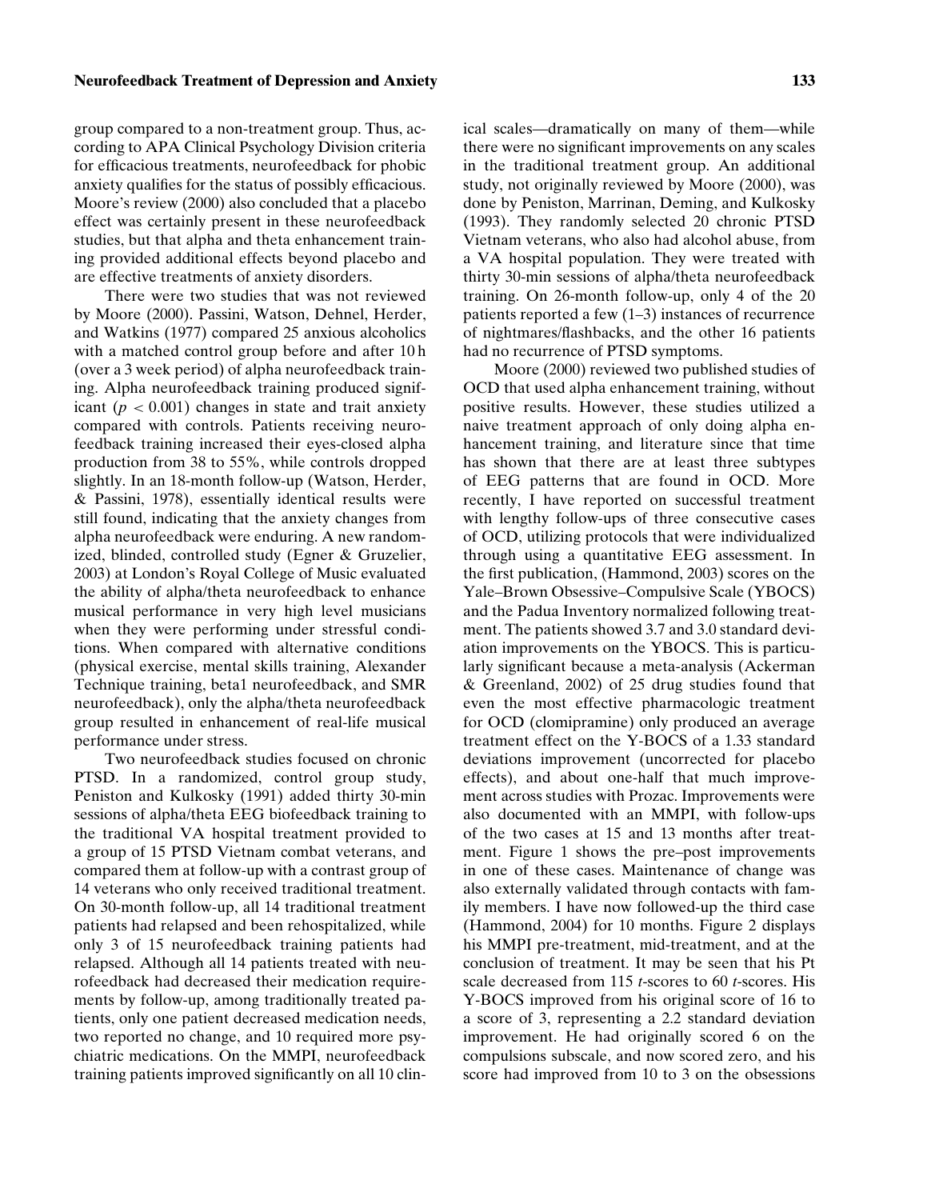group compared to a non-treatment group. Thus, according to APA Clinical Psychology Division criteria for efficacious treatments, neurofeedback for phobic anxiety qualifies for the status of possibly efficacious. Moore's review (2000) also concluded that a placebo effect was certainly present in these neurofeedback studies, but that alpha and theta enhancement training provided additional effects beyond placebo and are effective treatments of anxiety disorders.

There were two studies that was not reviewed by Moore (2000). Passini, Watson, Dehnel, Herder, and Watkins (1977) compared 25 anxious alcoholics with a matched control group before and after 10 h (over a 3 week period) of alpha neurofeedback training. Alpha neurofeedback training produced significant ($p < 0.001$) changes in state and trait anxiety compared with controls. Patients receiving neurofeedback training increased their eyes-closed alpha production from 38 to 55%, while controls dropped slightly. In an 18-month follow-up (Watson, Herder, & Passini, 1978), essentially identical results were still found, indicating that the anxiety changes from alpha neurofeedback were enduring. A new randomized, blinded, controlled study (Egner & Gruzelier, 2003) at London's Royal College of Music evaluated the ability of alpha/theta neurofeedback to enhance musical performance in very high level musicians when they were performing under stressful conditions. When compared with alternative conditions (physical exercise, mental skills training, Alexander Technique training, beta1 neurofeedback, and SMR neurofeedback), only the alpha/theta neurofeedback group resulted in enhancement of real-life musical performance under stress.

Two neurofeedback studies focused on chronic PTSD. In a randomized, control group study, Peniston and Kulkosky (1991) added thirty 30-min sessions of alpha/theta EEG biofeedback training to the traditional VA hospital treatment provided to a group of 15 PTSD Vietnam combat veterans, and compared them at follow-up with a contrast group of 14 veterans who only received traditional treatment. On 30-month follow-up, all 14 traditional treatment patients had relapsed and been rehospitalized, while only 3 of 15 neurofeedback training patients had relapsed. Although all 14 patients treated with neurofeedback had decreased their medication requirements by follow-up, among traditionally treated patients, only one patient decreased medication needs, two reported no change, and 10 required more psychiatric medications. On the MMPI, neurofeedback training patients improved significantly on all 10 clinical scales—dramatically on many of them—while there were no significant improvements on any scales in the traditional treatment group. An additional study, not originally reviewed by Moore (2000), was done by Peniston, Marrinan, Deming, and Kulkosky (1993). They randomly selected 20 chronic PTSD Vietnam veterans, who also had alcohol abuse, from a VA hospital population. They were treated with thirty 30-min sessions of alpha/theta neurofeedback training. On 26-month follow-up, only 4 of the 20 patients reported a few (1–3) instances of recurrence of nightmares/flashbacks, and the other 16 patients had no recurrence of PTSD symptoms.

Moore (2000) reviewed two published studies of OCD that used alpha enhancement training, without positive results. However, these studies utilized a naive treatment approach of only doing alpha enhancement training, and literature since that time has shown that there are at least three subtypes of EEG patterns that are found in OCD. More recently, I have reported on successful treatment with lengthy follow-ups of three consecutive cases of OCD, utilizing protocols that were individualized through using a quantitative EEG assessment. In the first publication, (Hammond, 2003) scores on the Yale–Brown Obsessive–Compulsive Scale (YBOCS) and the Padua Inventory normalized following treatment. The patients showed 3.7 and 3.0 standard deviation improvements on the YBOCS. This is particularly significant because a meta-analysis (Ackerman & Greenland, 2002) of 25 drug studies found that even the most effective pharmacologic treatment for OCD (clomipramine) only produced an average treatment effect on the Y-BOCS of a 1.33 standard deviations improvement (uncorrected for placebo effects), and about one-half that much improvement across studies with Prozac. Improvements were also documented with an MMPI, with follow-ups of the two cases at 15 and 13 months after treatment. Figure 1 shows the pre–post improvements in one of these cases. Maintenance of change was also externally validated through contacts with family members. I have now followed-up the third case (Hammond, 2004) for 10 months. Figure 2 displays his MMPI pre-treatment, mid-treatment, and at the conclusion of treatment. It may be seen that his Pt scale decreased from 115 *t*-scores to 60 *t*-scores. His Y-BOCS improved from his original score of 16 to a score of 3, representing a 2.2 standard deviation improvement. He had originally scored 6 on the compulsions subscale, and now scored zero, and his score had improved from 10 to 3 on the obsessions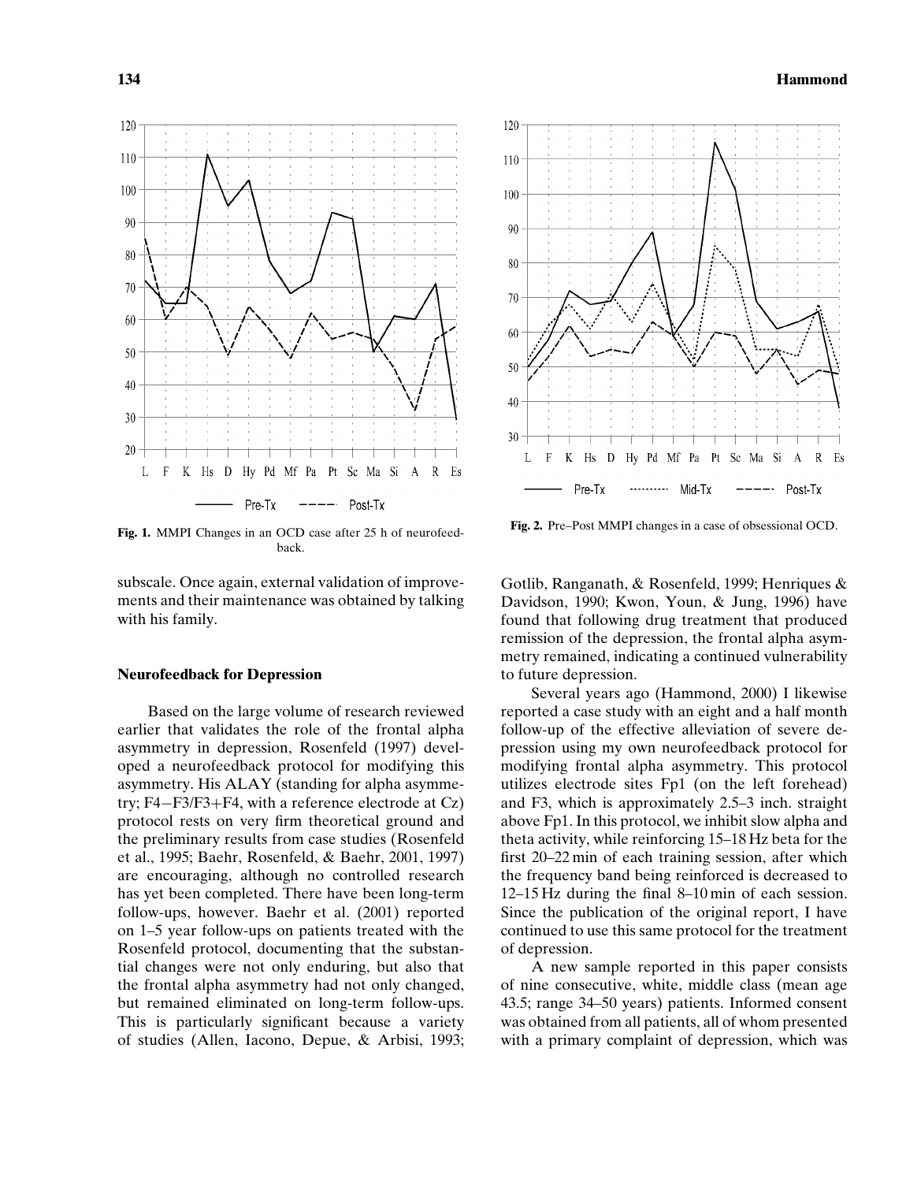Fig. 1. MMPI Changes in an OCD case after 25 h of neurofeedback.

Fig. 2. Pre–Post MMPI changes in a case of obsessional OCD.

subscale. Once again, external validation of improvements and their maintenance was obtained by talking with his family.

### Neurofeedback for Depression

Based on the large volume of research reviewed earlier that validates the role of the frontal alpha asymmetry in depression, Rosenfeld (1997) developed a neurofeedback protocol for modifying this asymmetry. His ALAY (standing for alpha asymmetry; F4−F3/F3+F4, with a reference electrode at Cz) protocol rests on very firm theoretical ground and the preliminary results from case studies (Rosenfeld et al., 1995; Baehr, Rosenfeld, & Baehr, 2001, 1997) are encouraging, although no controlled research has yet been completed. There have been long-term follow-ups, however. Baehr et al. (2001) reported on 1–5 year follow-ups on patients treated with the Rosenfeld protocol, documenting that the substantial changes were not only enduring, but also that the frontal alpha asymmetry had not only changed, but remained eliminated on long-term follow-ups. This is particularly significant because a variety of studies (Allen, Iacono, Depue, & Arbisi, 1993; Gotlib, Ranganath, & Rosenfeld, 1999; Henriques & Davidson, 1990; Kwon, Youn, & Jung, 1996) have found that following drug treatment that produced remission of the depression, the frontal alpha asymmetry remained, indicating a continued vulnerability to future depression.

Several years ago (Hammond, 2000) I likewise reported a case study with an eight and a half month follow-up of the effective alleviation of severe depression using my own neurofeedback protocol for modifying frontal alpha asymmetry. This protocol utilizes electrode sites Fp1 (on the left forehead) and F3, which is approximately 2.5–3 inch. straight above Fp1. In this protocol, we inhibit slow alpha and theta activity, while reinforcing 15–18 Hz beta for the first 20–22 min of each training session, after which the frequency band being reinforced is decreased to 12–15 Hz during the final 8–10 min of each session. Since the publication of the original report, I have continued to use this same protocol for the treatment of depression.

A new sample reported in this paper consists of nine consecutive, white, middle class (mean age 43.5; range 34–50 years) patients. Informed consent was obtained from all patients, all of whom presented with a primary complaint of depression, which was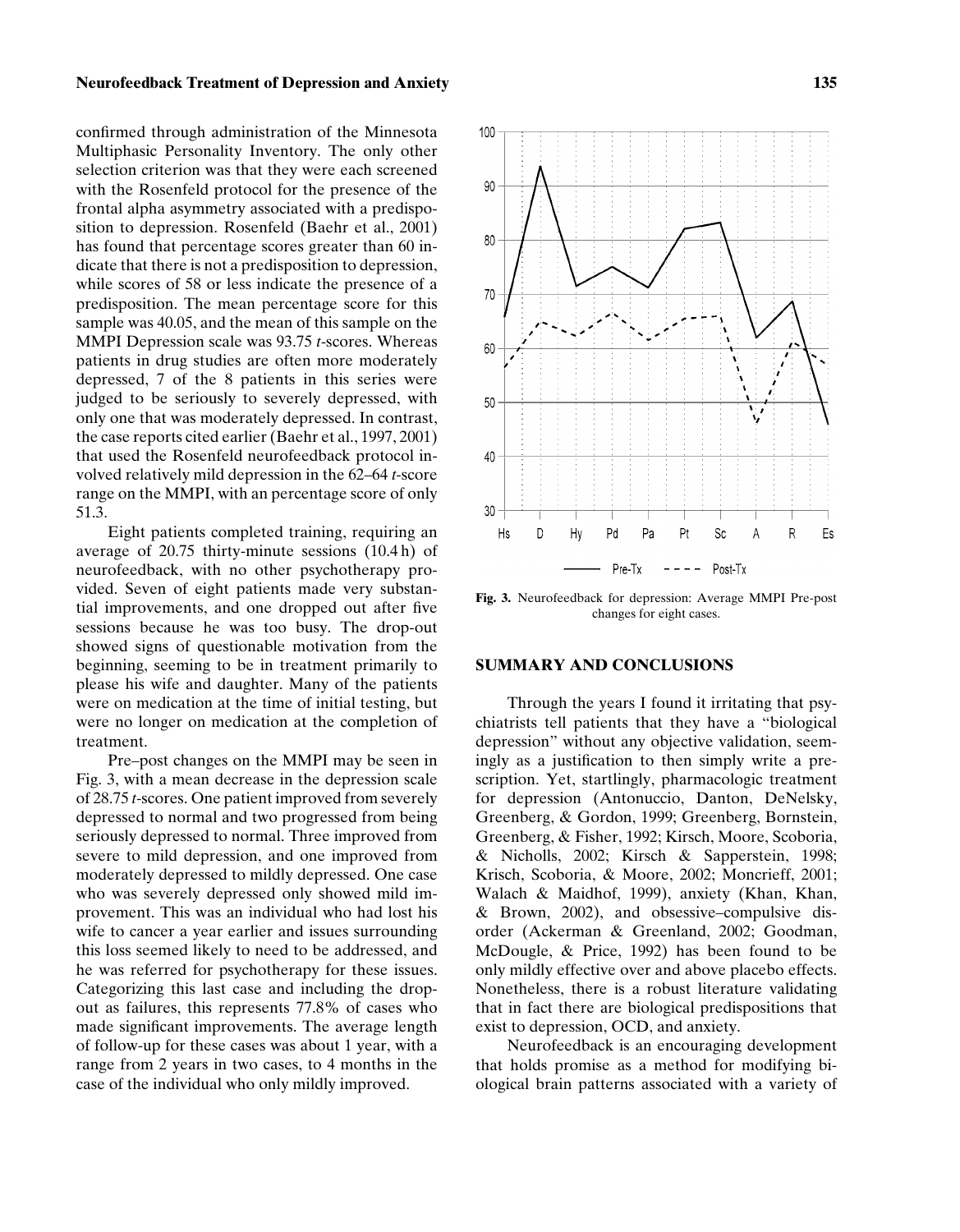confirmed through administration of the Minnesota Multiphasic Personality Inventory. The only other selection criterion was that they were each screened with the Rosenfeld protocol for the presence of the frontal alpha asymmetry associated with a predisposition to depression. Rosenfeld (Baehr et al., 2001) has found that percentage scores greater than 60 indicate that there is not a predisposition to depression, while scores of 58 or less indicate the presence of a predisposition. The mean percentage score for this sample was 40.05, and the mean of this sample on the MMPI Depression scale was 93.75 *t*-scores. Whereas patients in drug studies are often more moderately depressed, 7 of the 8 patients in this series were judged to be seriously to severely depressed, with only one that was moderately depressed. In contrast, the case reports cited earlier (Baehr et al., 1997, 2001) that used the Rosenfeld neurofeedback protocol involved relatively mild depression in the 62–64 *t*-score range on the MMPI, with an percentage score of only 51.3.

Eight patients completed training, requiring an average of 20.75 thirty-minute sessions (10.4 h) of neurofeedback, with no other psychotherapy provided. Seven of eight patients made very substantial improvements, and one dropped out after five sessions because he was too busy. The drop-out showed signs of questionable motivation from the beginning, seeming to be in treatment primarily to please his wife and daughter. Many of the patients were on medication at the time of initial testing, but were no longer on medication at the completion of treatment.

Pre–post changes on the MMPI may be seen in Fig. 3, with a mean decrease in the depression scale of 28.75 *t*-scores. One patient improved from severely depressed to normal and two progressed from being seriously depressed to normal. Three improved from severe to mild depression, and one improved from moderately depressed to mildly depressed. One case who was severely depressed only showed mild improvement. This was an individual who had lost his wife to cancer a year earlier and issues surrounding this loss seemed likely to need to be addressed, and he was referred for psychotherapy for these issues. Categorizing this last case and including the drop-out as failures, this represents 77.8% of cases who made significant improvements. The average length of follow-up for these cases was about 1 year, with a range from 2 years in two cases, to 4 months in the case of the individual who only mildly improved.

**Fig. 3.** Neurofeedback for depression: Average MMPI Pre-post changes for eight cases.

## SUMMARY AND CONCLUSIONS

Through the years I found it irritating that psychiatrists tell patients that they have a "biological depression" without any objective validation, seemingly as a justification to then simply write a prescription. Yet, startlingly, pharmacologic treatment for depression (Antonuccio, Danton, DeNelsky, Greenberg, & Gordon, 1999; Greenberg, Bornstein, Greenberg, & Fisher, 1992; Kirsch, Moore, Scoboria, & Nicholls, 2002; Kirsch & Sapperstein, 1998; Krisch, Scoboria, & Moore, 2002; Moncrieff, 2001; Walach & Maidhof, 1999), anxiety (Khan, Khan, & Brown, 2002), and obsessive–compulsive disorder (Ackerman & Greenland, 2002; Goodman, McDougle, & Price, 1992) has been found to be only mildly effective over and above placebo effects. Nonetheless, there is a robust literature validating that in fact there are biological predispositions that exist to depression, OCD, and anxiety.

Neurofeedback is an encouraging development that holds promise as a method for modifying biological brain patterns associated with a variety of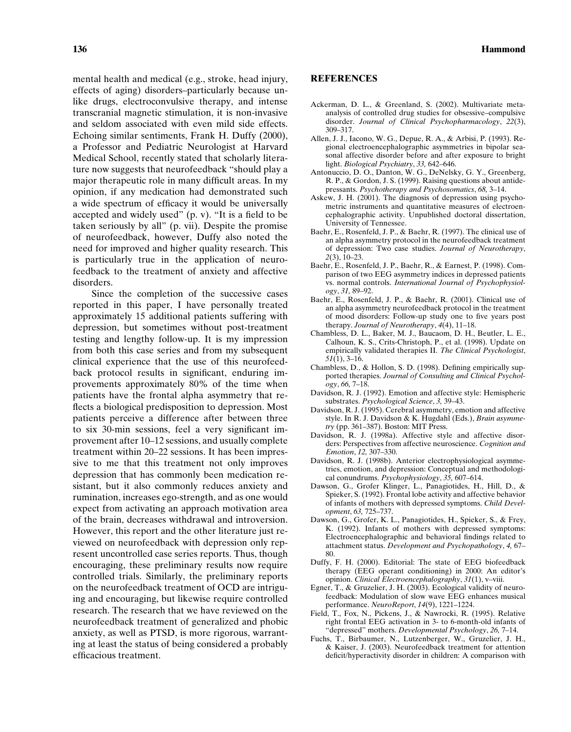mental health and medical (e.g., stroke, head injury, effects of aging) disorders–particularly because unlike drugs, electroconvulsive therapy, and intense transcranial magnetic stimulation, it is non-invasive and seldom associated with even mild side effects. Echoing similar sentiments, Frank H. Duffy (2000), a Professor and Pediatric Neurologist at Harvard Medical School, recently stated that scholarly literature now suggests that neurofeedback "should play a major therapeutic role in many difficult areas. In my opinion, if any medication had demonstrated such a wide spectrum of efficacy it would be universally accepted and widely used" (p. v). "It is a field to be taken seriously by all" (p. vii). Despite the promise of neurofeedback, however, Duffy also noted the need for improved and higher quality research. This is particularly true in the application of neurofeedback to the treatment of anxiety and affective disorders.

Since the completion of the successive cases reported in this paper, I have personally treated approximately 15 additional patients suffering with depression, but sometimes without post-treatment testing and lengthy follow-up. It is my impression from both this case series and from my subsequent clinical experience that the use of this neurofeedback protocol results in significant, enduring improvements approximately 80% of the time when patients have the frontal alpha asymmetry that reflects a biological predisposition to depression. Most patients perceive a difference after between three to six 30-min sessions, feel a very significant improvement after 10–12 sessions, and usually complete treatment within 20–22 sessions. It has been impressive to me that this treatment not only improves depression that has commonly been medication resistant, but it also commonly reduces anxiety and rumination, increases ego-strength, and as one would expect from activating an approach motivation area of the brain, decreases withdrawal and introversion. However, this report and the other literature just reviewed on neurofeedback with depression only represent uncontrolled case series reports. Thus, though encouraging, these preliminary results now require controlled trials. Similarly, the preliminary reports on the neurofeedback treatment of OCD are intriguing and encouraging, but likewise require controlled research. The research that we have reviewed on the neurofeedback treatment of generalized and phobic anxiety, as well as PTSD, is more rigorous, warranting at least the status of being considered a probably efficacious treatment.

## REFERENCES

Ackerman, D. L., & Greenland, S. (2002). Multivariate meta-analysis of controlled drug studies for obsessive–compulsive disorder. *Journal of Clinical Psychopharmacology*, *22*(3), 309–317.

Allen, J. J., Iacono, W. G., Depue, R. A., & Arbisi, P. (1993). Regional electroencephalographic asymmetries in bipolar seasonal affective disorder before and after exposure to bright light. *Biological Psychiatry*, *33,* 642–646.

Antonuccio, D. O., Danton, W. G., DeNelsky, G. Y., Greenberg, R. P., & Gordon, J. S. (1999). Raising questions about antidepressants. *Psychotherapy and Psychosomatics*, *68,* 3–14.

Askew, J. H. (2001). The diagnosis of depression using psychometric instruments and quantitative measures of electroencephalographic activity. Unpublished doctoral dissertation, University of Tennessee.

Baehr, E., Rosenfeld, J. P., & Baehr, R. (1997). The clinical use of an alpha asymmetry protocol in the neurofeedback treatment of depression: Two case studies. *Journal of Neurotherapy*, *2*(3), 10–23.

Baehr, E., Rosenfeld, J. P., Baehr, R., & Earnest, P. (1998). Comparison of two EEG asymmetry indices in depressed patients vs. normal controls. *International Journal of Psychophysiology*, *31,* 89–92.

Baehr, E., Rosenfeld, J. P., & Baehr, R. (2001). Clinical use of an alpha asymmetry neurofeedback protocol in the treatment of mood disorders: Follow-up study one to five years post therapy. *Journal of Neurotherapy*, *4*(4), 11–18.

Chambless, D. L., Baker, M. J., Baucaom, D. H., Beutler, L. E., Calhoun, K. S., Crits-Christoph, P., et al. (1998). Update on empirically validated therapies II. *The Clinical Psychologist*, *51*(1), 3–16.

Chambless, D., & Hollon, S. D. (1998). Defining empirically supported therapies. *Journal of Consulting and Clinical Psychology*, *66,* 7–18.

Davidson, R. J. (1992). Emotion and affective style: Hemispheric substrates. *Psychological Science*, *3,* 39–43.

Davidson, R. J. (1995). Cerebral asymmetry, emotion and affective style. In R. J. Davidson & K. Hugdahl (Eds.), *Brain asymmetry* (pp. 361–387). Boston: MIT Press.

Davidson, R. J. (1998a). Affective style and affective disorders: Perspectives from affective neuroscience. *Cognition and Emotion*, *12,* 307–330.

Davidson, R. J. (1998b). Anterior electrophysiological asymmetries, emotion, and depression: Conceptual and methodological conundrums. *Psychophysiology*, *35,* 607–614.

Dawson, G., Grofer Klinger, L., Panagiotides, H., Hill, D., & Spieker, S. (1992). Frontal lobe activity and affective behavior of infants of mothers with depressed symptoms. *Child Development*, *63,* 725–737.

Dawson, G., Grofer, K. L., Panagiotides, H., Spieker, S., & Frey, K. (1992). Infants of mothers with depressed symptoms: Electroencephalographic and behavioral findings related to attachment status. *Development and Psychopathology*, *4,* 67–80.

Duffy, F. H. (2000). Editorial: The state of EEG biofeedback therapy (EEG operant conditioning) in 2000: An editor's opinion. *Clinical Electroencephalography*, *31*(1), v–viii.

Egner, T., & Gruzelier, J. H. (2003). Ecological validity of neurofeedback: Modulation of slow wave EEG enhances musical performance. *NeuroReport*, *14*(9), 1221–1224.

Field, T., Fox, N., Pickens, J., & Nawrocki, R. (1995). Relative right frontal EEG activation in 3- to 6-month-old infants of "depressed" mothers. *Developmental Psychology*, *26,* 7–14.

Fuchs, T., Birbaumer, N., Lutzenberger, W., Gruzelier, J. H., & Kaiser, J. (2003). Neurofeedback treatment for attention deficit/hyperactivity disorder in children: A comparison with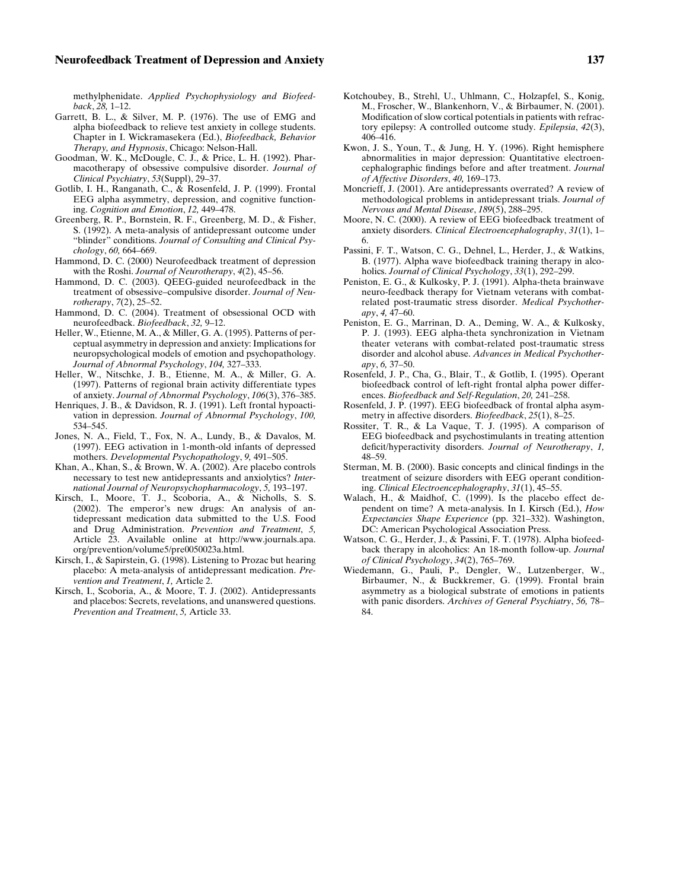methylphenidate. *Applied Psychophysiology and Biofeedback*, *28,* 1–12.

Garrett, B. L., & Silver, M. P. (1976). The use of EMG and alpha biofeedback to relieve test anxiety in college students. Chapter in I. Wickramasekera (Ed.), *Biofeedback, Behavior Therapy, and Hypnosis*, Chicago: Nelson-Hall.

Goodman, W. K., McDougle, C. J., & Price, L. H. (1992). Pharmacotherapy of obsessive compulsive disorder. *Journal of Clinical Psychiatry*, *53*(Suppl), 29–37.

Gotlib, I. H., Ranganath, C., & Rosenfeld, J. P. (1999). Frontal EEG alpha asymmetry, depression, and cognitive functioning. *Cognition and Emotion*, *12,* 449–478.

Greenberg, R. P., Bornstein, R. F., Greenberg, M. D., & Fisher, S. (1992). A meta-analysis of antidepressant outcome under "blinder" conditions. *Journal of Consulting and Clinical Psychology*, *60,* 664–669.

Hammond, D. C. (2000) Neurofeedback treatment of depression with the Roshi. *Journal of Neurotherapy*, *4*(2), 45–56.

Hammond, D. C. (2003). QEEG-guided neurofeedback in the treatment of obsessive–compulsive disorder. *Journal of Neurotherapy*, *7*(2), 25–52.

Hammond, D. C. (2004). Treatment of obsessional OCD with neurofeedback. *Biofeedback*, *32,* 9–12.

Heller, W., Etienne, M. A., & Miller, G. A. (1995). Patterns of perceptual asymmetry in depression and anxiety: Implications for neuropsychological models of emotion and psychopathology. *Journal of Abnormal Psychology*, *104,* 327–333.

Heller, W., Nitschke, J. B., Etienne, M. A., & Miller, G. A. (1997). Patterns of regional brain activity differentiate types of anxiety. *Journal of Abnormal Psychology*, *106*(3), 376–385.

Henriques, J. B., & Davidson, R. J. (1991). Left frontal hypoactivation in depression. *Journal of Abnormal Psychology*, *100,* 534–545.

Jones, N. A., Field, T., Fox, N. A., Lundy, B., & Davalos, M. (1997). EEG activation in 1-month-old infants of depressed mothers. *Developmental Psychopathology*, *9,* 491–505.

Khan, A., Khan, S., & Brown, W. A. (2002). Are placebo controls necessary to test new antidepressants and anxiolytics? *International Journal of Neuropsychopharmacology*, *5,* 193–197.

Kirsch, I., Moore, T. J., Scoboria, A., & Nicholls, S. S. (2002). The emperor's new drugs: An analysis of antidepressant medication data submitted to the U.S. Food and Drug Administration. *Prevention and Treatment*, *5,* Article 23. Available online at http://www.journals.apa.org/prevention/volume5/pre0050023a.html.

Kirsch, I., & Sapirstein, G. (1998). Listening to Prozac but hearing placebo: A meta-analysis of antidepressant medication. *Prevention and Treatment*, *1,* Article 2.

Kirsch, I., Scoboria, A., & Moore, T. J. (2002). Antidepressants and placebos: Secrets, revelations, and unanswered questions. *Prevention and Treatment*, *5,* Article 33.

Kotchoubey, B., Strehl, U., Uhlmann, C., Holzapfel, S., Konig, M., Froscher, W., Blankenhorn, V., & Birbaumer, N. (2001). Modification of slow cortical potentials in patients with refractory epilepsy: A controlled outcome study. *Epilepsia*, *42*(3), 406–416.

Kwon, J. S., Youn, T., & Jung, H. Y. (1996). Right hemisphere abnormalities in major depression: Quantitative electroencephalographic findings before and after treatment. *Journal of Affective Disorders*, *40,* 169–173.

Moncrieff, J. (2001). Are antidepressants overrated? A review of methodological problems in antidepressant trials. *Journal of Nervous and Mental Disease*, *189*(5), 288–295.

Moore, N. C. (2000). A review of EEG biofeedback treatment of anxiety disorders. *Clinical Electroencephalography*, *31*(1), 1–6.

Passini, F. T., Watson, C. G., Dehnel, L., Herder, J., & Watkins, B. (1977). Alpha wave biofeedback training therapy in alcoholics. *Journal of Clinical Psychology*, *33*(1), 292–299.

Peniston, E. G., & Kulkosky, P. J. (1991). Alpha-theta brainwave neuro-feedback therapy for Vietnam veterans with combat-related post-traumatic stress disorder. *Medical Psychotherapy*, *4,* 47–60.

Peniston, E. G., Marrinan, D. A., Deming, W. A., & Kulkosky, P. J. (1993). EEG alpha-theta synchronization in Vietnam theater veterans with combat-related post-traumatic stress disorder and alcohol abuse. *Advances in Medical Psychotherapy*, *6,* 37–50.

Rosenfeld, J. P., Cha, G., Blair, T., & Gotlib, I. (1995). Operant biofeedback control of left-right frontal alpha power differences. *Biofeedback and Self-Regulation*, *20,* 241–258.

Rosenfeld, J. P. (1997). EEG biofeedback of frontal alpha asymmetry in affective disorders. *Biofeedback*, *25*(1), 8–25.

Rossiter, T. R., & La Vaque, T. J. (1995). A comparison of EEG biofeedback and psychostimulants in treating attention deficit/hyperactivity disorders. *Journal of Neurotherapy*, *1,* 48–59.

Sterman, M. B. (2000). Basic concepts and clinical findings in the treatment of seizure disorders with EEG operant conditioning. *Clinical Electroencephalography*, *31*(1), 45–55.

Walach, H., & Maidhof, C. (1999). Is the placebo effect dependent on time? A meta-analysis. In I. Kirsch (Ed.), *How Expectancies Shape Experience* (pp. 321–332). Washington, DC: American Psychological Association Press.

Watson, C. G., Herder, J., & Passini, F. T. (1978). Alpha biofeedback therapy in alcoholics: An 18-month follow-up. *Journal of Clinical Psychology*, *34*(2), 765–769.

Wiedemann, G., Pauli, P., Dengler, W., Lutzenberger, W., Birbaumer, N., & Buckkremer, G. (1999). Frontal brain asymmetry as a biological substrate of emotions in patients with panic disorders. *Archives of General Psychiatry*, *56,* 78–84.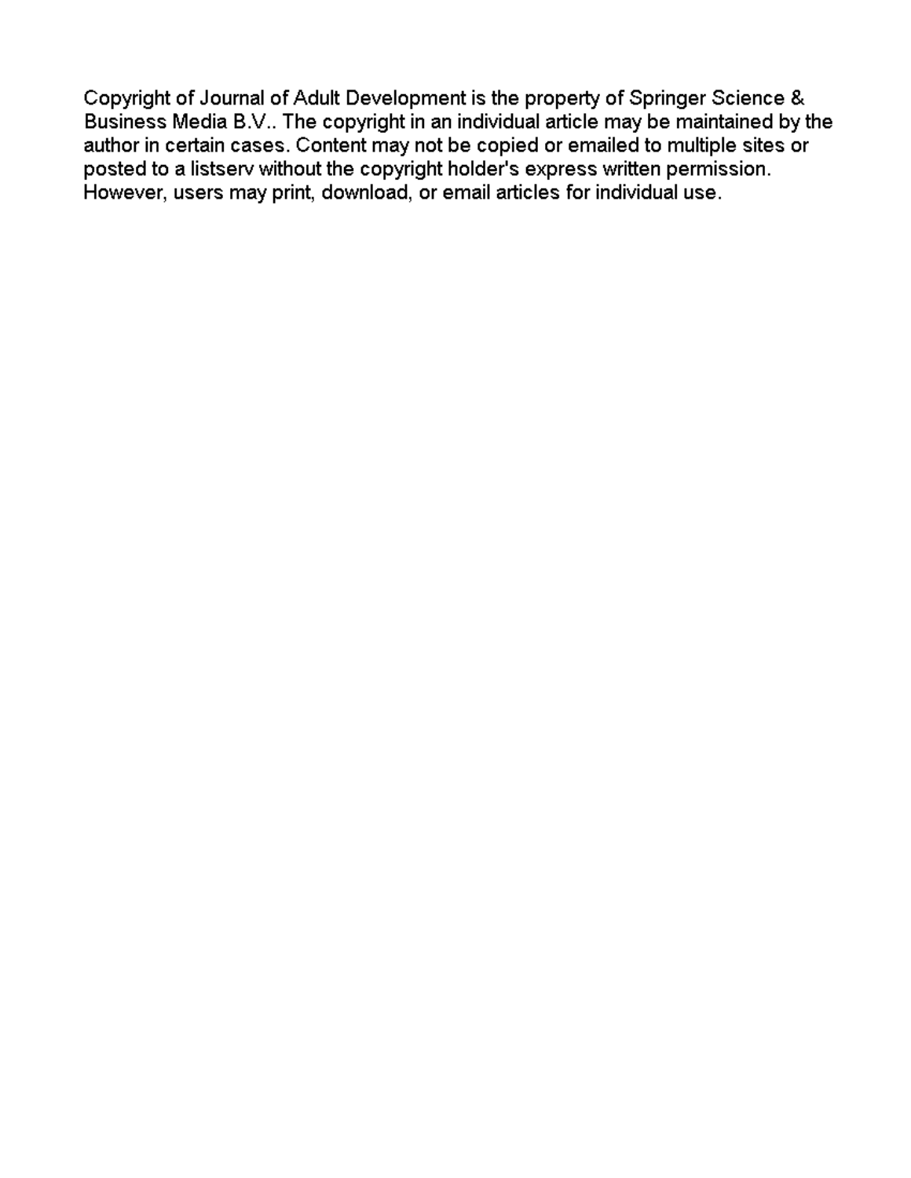Copyright of Journal of Adult Development is the property of Springer Science & Business Media B.V.. The copyright in an individual article may be maintained by the author in certain cases. Content may not be copied or emailed to multiple sites or posted to a listserv without the copyright holder's express written permission. However, users may print, download, or email articles for individual use.